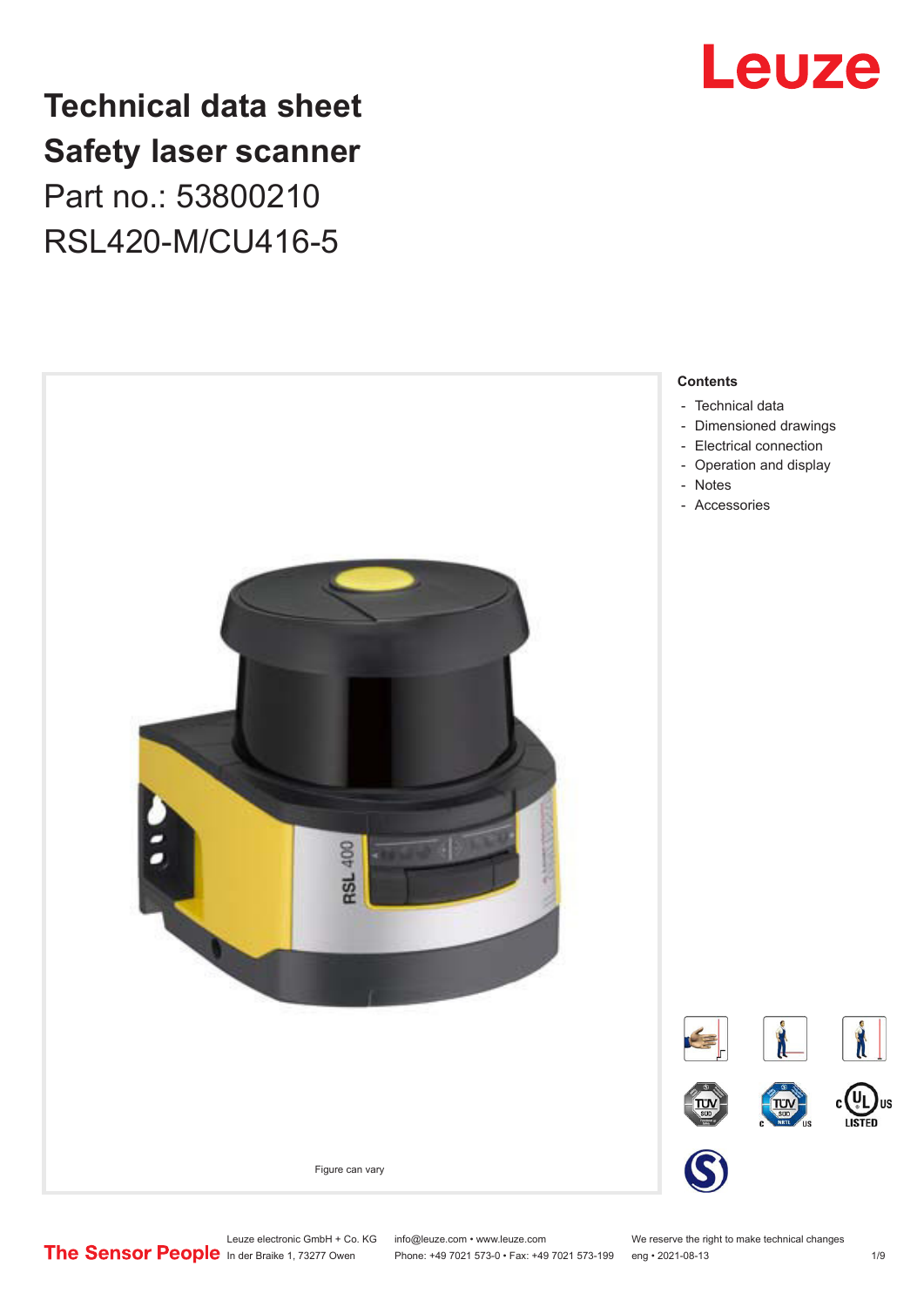# Technical data sheet
# Safety laser scanner

Part no.: 53800210

RSL420-M/CU416-5

Figure can vary

**Contents**

- Technical data
- Dimensioned drawings
- Electrical connection
- Operation and display
- Notes
- Accessories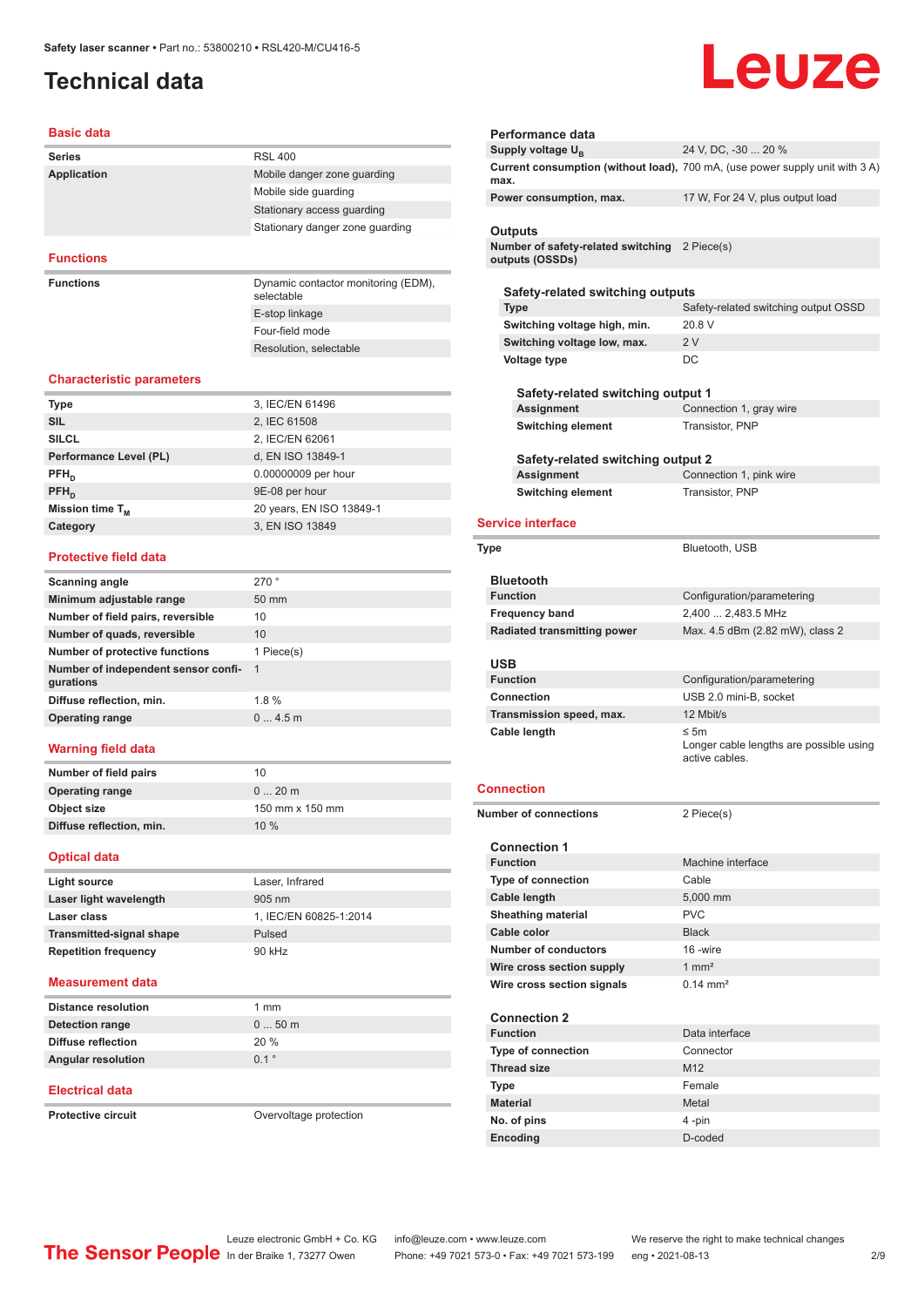# Technical data

## Basic data

| | |
|---|---|
| **Series** | RSL 400 |
| **Application** | Mobile danger zone guarding |
| | Mobile side guarding |
| | Stationary access guarding |
| | Stationary danger zone guarding |

## Functions

| | |
|---|---|
| **Functions** | Dynamic contactor monitoring (EDM), selectable |
| | E-stop linkage |
| | Four-field mode |
| | Resolution, selectable |

## Characteristic parameters

| | |
|---|---|
| **Type** | 3, IEC/EN 61496 |
| **SIL** | 2, IEC 61508 |
| **SILCL** | 2, IEC/EN 62061 |
| **Performance Level (PL)** | d, EN ISO 13849-1 |
| **$PFH_D$** | 0.00000009 per hour |
| **$PFH_D$** | 9E-08 per hour |
| **Mission time $T_M$** | 20 years, EN ISO 13849-1 |
| **Category** | 3, EN ISO 13849 |

## Protective field data

| | |
|---|---|
| **Scanning angle** | 270 ° |
| **Minimum adjustable range** | 50 mm |
| **Number of field pairs, reversible** | 10 |
| **Number of quads, reversible** | 10 |
| **Number of protective functions** | 1 Piece(s) |
| **Number of independent sensor configurations** | 1 |
| **Diffuse reflection, min.** | 1.8 % |
| **Operating range** | 0 ... 4.5 m |

## Warning field data

| | |
|---|---|
| **Number of field pairs** | 10 |
| **Operating range** | 0 ... 20 m |
| **Object size** | 150 mm x 150 mm |
| **Diffuse reflection, min.** | 10 % |

## Optical data

| | |
|---|---|
| **Light source** | Laser, Infrared |
| **Laser light wavelength** | 905 nm |
| **Laser class** | 1, IEC/EN 60825-1:2014 |
| **Transmitted-signal shape** | Pulsed |
| **Repetition frequency** | 90 kHz |

## Measurement data

| | |
|---|---|
| **Distance resolution** | 1 mm |
| **Detection range** | 0 ... 50 m |
| **Diffuse reflection** | 20 % |
| **Angular resolution** | 0.1 ° |

## Electrical data

| | |
|---|---|
| **Protective circuit** | Overvoltage protection |

### Performance data

| | |
|---|---|
| **Supply voltage $U_B$** | 24 V, DC, -30 ... 20 % |
| **Current consumption (without load), max.** | 700 mA, (use power supply unit with 3 A) |
| **Power consumption, max.** | 17 W, For 24 V, plus output load |

### Outputs

| | |
|---|---|
| **Number of safety-related switching outputs (OSSDs)** | 2 Piece(s) |

#### Safety-related switching outputs

| | |
|---|---|
| **Type** | Safety-related switching output OSSD |
| **Switching voltage high, min.** | 20.8 V |
| **Switching voltage low, max.** | 2 V |
| **Voltage type** | DC |

##### Safety-related switching output 1

| | |
|---|---|
| **Assignment** | Connection 1, gray wire |
| **Switching element** | Transistor, PNP |

##### Safety-related switching output 2

| | |
|---|---|
| **Assignment** | Connection 1, pink wire |
| **Switching element** | Transistor, PNP |

## Service interface

| | |
|---|---|
| **Type** | Bluetooth, USB |

### Bluetooth

| | |
|---|---|
| **Function** | Configuration/parametering |
| **Frequency band** | 2,400 ... 2,483.5 MHz |
| **Radiated transmitting power** | Max. 4.5 dBm (2.82 mW), class 2 |

### USB

| | |
|---|---|
| **Function** | Configuration/parametering |
| **Connection** | USB 2.0 mini-B, socket |
| **Transmission speed, max.** | 12 Mbit/s |
| **Cable length** | ≤ 5m<br>Longer cable lengths are possible using active cables. |

## Connection

| | |
|---|---|
| **Number of connections** | 2 Piece(s) |

### Connection 1

| | |
|---|---|
| **Function** | Machine interface |
| **Type of connection** | Cable |
| **Cable length** | 5,000 mm |
| **Sheathing material** | PVC |
| **Cable color** | Black |
| **Number of conductors** | 16 -wire |
| **Wire cross section supply** | 1 mm² |
| **Wire cross section signals** | 0.14 mm² |

### Connection 2

| | |
|---|---|
| **Function** | Data interface |
| **Type of connection** | Connector |
| **Thread size** | M12 |
| **Type** | Female |
| **Material** | Metal |
| **No. of pins** | 4 -pin |
| **Encoding** | D-coded |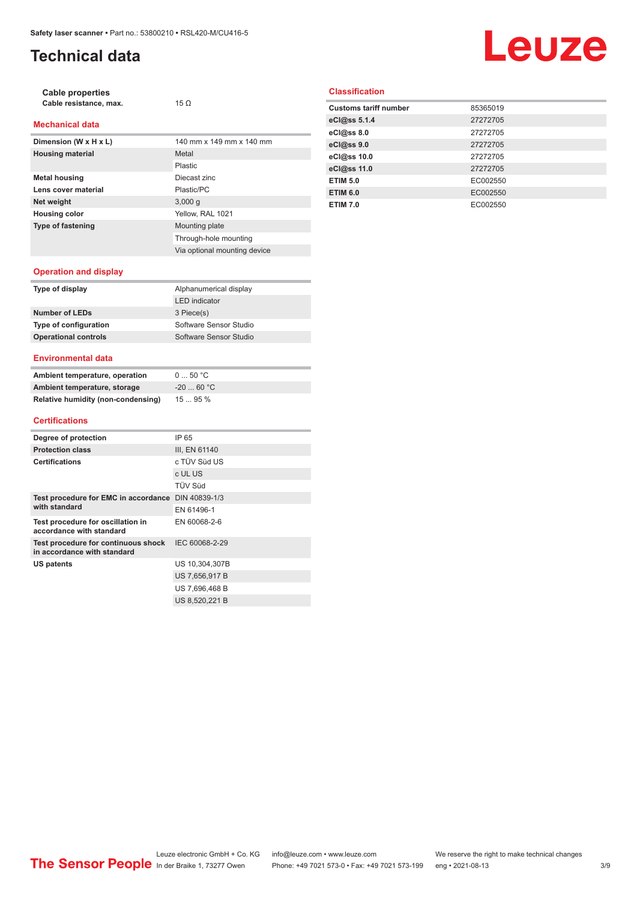# Technical data

### Cable properties

| | |
|---|---|
| Cable resistance, max. | 15 Ω |

## Mechanical data

| | |
|---|---|
| Dimension (W x H x L) | 140 mm x 149 mm x 140 mm |
| Housing material | Metal |
| | Plastic |
| Metal housing | Diecast zinc |
| Lens cover material | Plastic/PC |
| Net weight | 3,000 g |
| Housing color | Yellow, RAL 1021 |
| Type of fastening | Mounting plate |
| | Through-hole mounting |
| | Via optional mounting device |

## Operation and display

| | |
|---|---|
| Type of display | Alphanumerical display |
| | LED indicator |
| Number of LEDs | 3 Piece(s) |
| Type of configuration | Software Sensor Studio |
| Operational controls | Software Sensor Studio |

## Environmental data

| | |
|---|---|
| Ambient temperature, operation | 0 ... 50 °C |
| Ambient temperature, storage | -20 ... 60 °C |
| Relative humidity (non-condensing) | 15 ... 95 % |

## Certifications

| | |
|---|---|
| Degree of protection | IP 65 |
| Protection class | III, EN 61140 |
| Certifications | c TÜV Süd US |
| | c UL US |
| | TÜV Süd |
| Test procedure for EMC in accordance with standard | DIN 40839-1/3 |
| | EN 61496-1 |
| Test procedure for oscillation in accordance with standard | EN 60068-2-6 |
| Test procedure for continuous shock in accordance with standard | IEC 60068-2-29 |
| US patents | US 10,304,307B |
| | US 7,656,917 B |
| | US 7,696,468 B |
| | US 8,520,221 B |

## Classification

| | |
|---|---|
| Customs tariff number | 85365019 |
| eCl@ss 5.1.4 | 27272705 |
| eCl@ss 8.0 | 27272705 |
| eCl@ss 9.0 | 27272705 |
| eCl@ss 10.0 | 27272705 |
| eCl@ss 11.0 | 27272705 |
| ETIM 5.0 | EC002550 |
| ETIM 6.0 | EC002550 |
| ETIM 7.0 | EC002550 |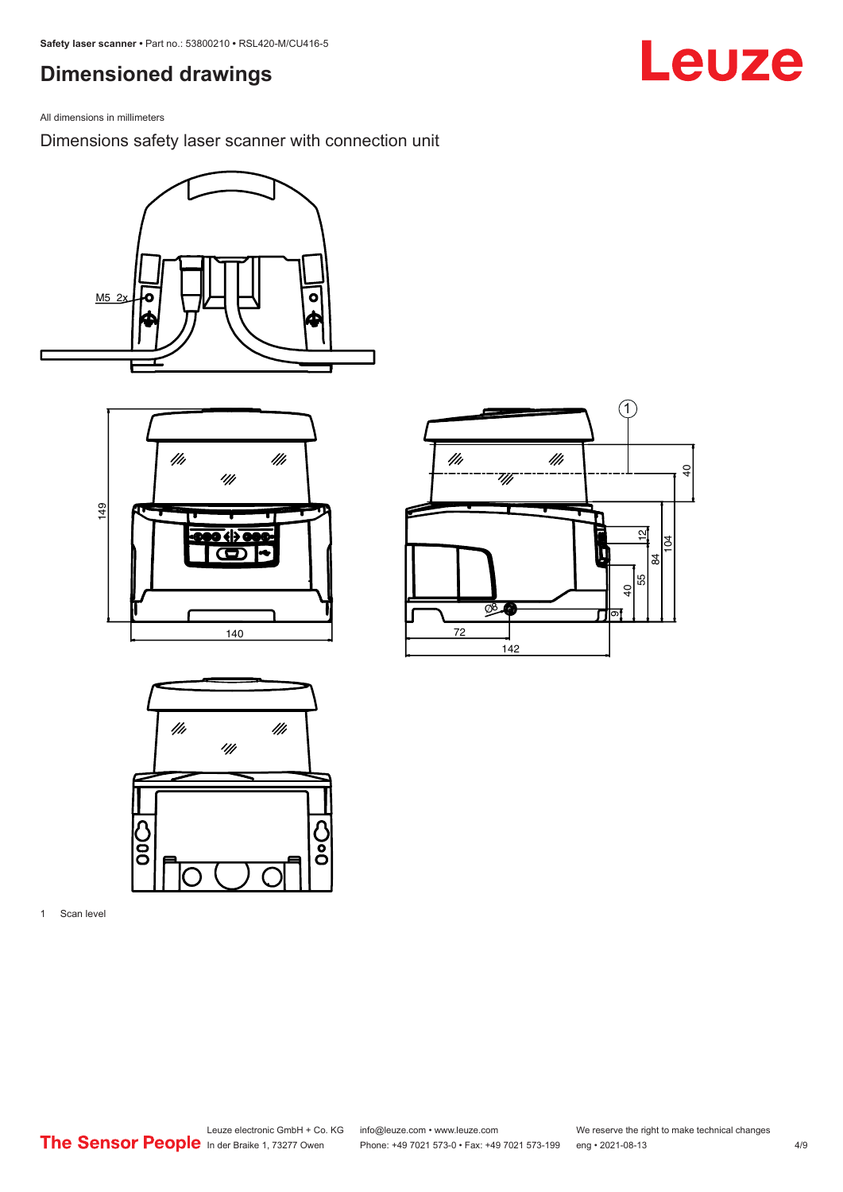## Dimensioned drawings

All dimensions in millimeters

Dimensions safety laser scanner with connection unit

1 Scan level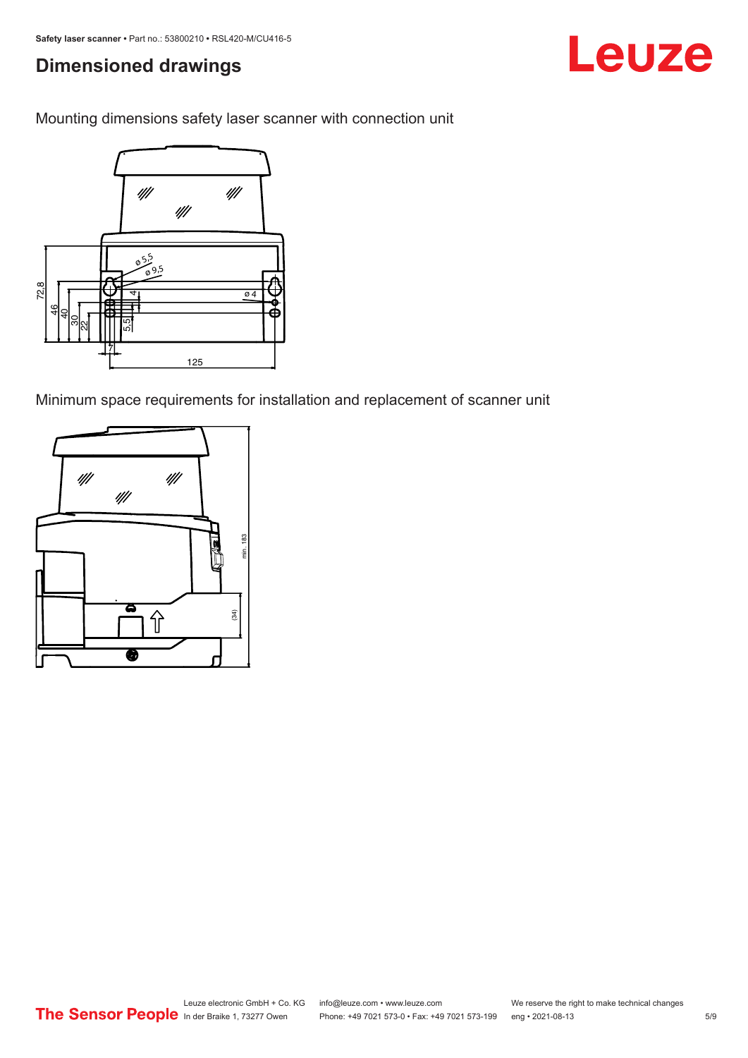## Dimensioned drawings

Mounting dimensions safety laser scanner with connection unit

Minimum space requirements for installation and replacement of scanner unit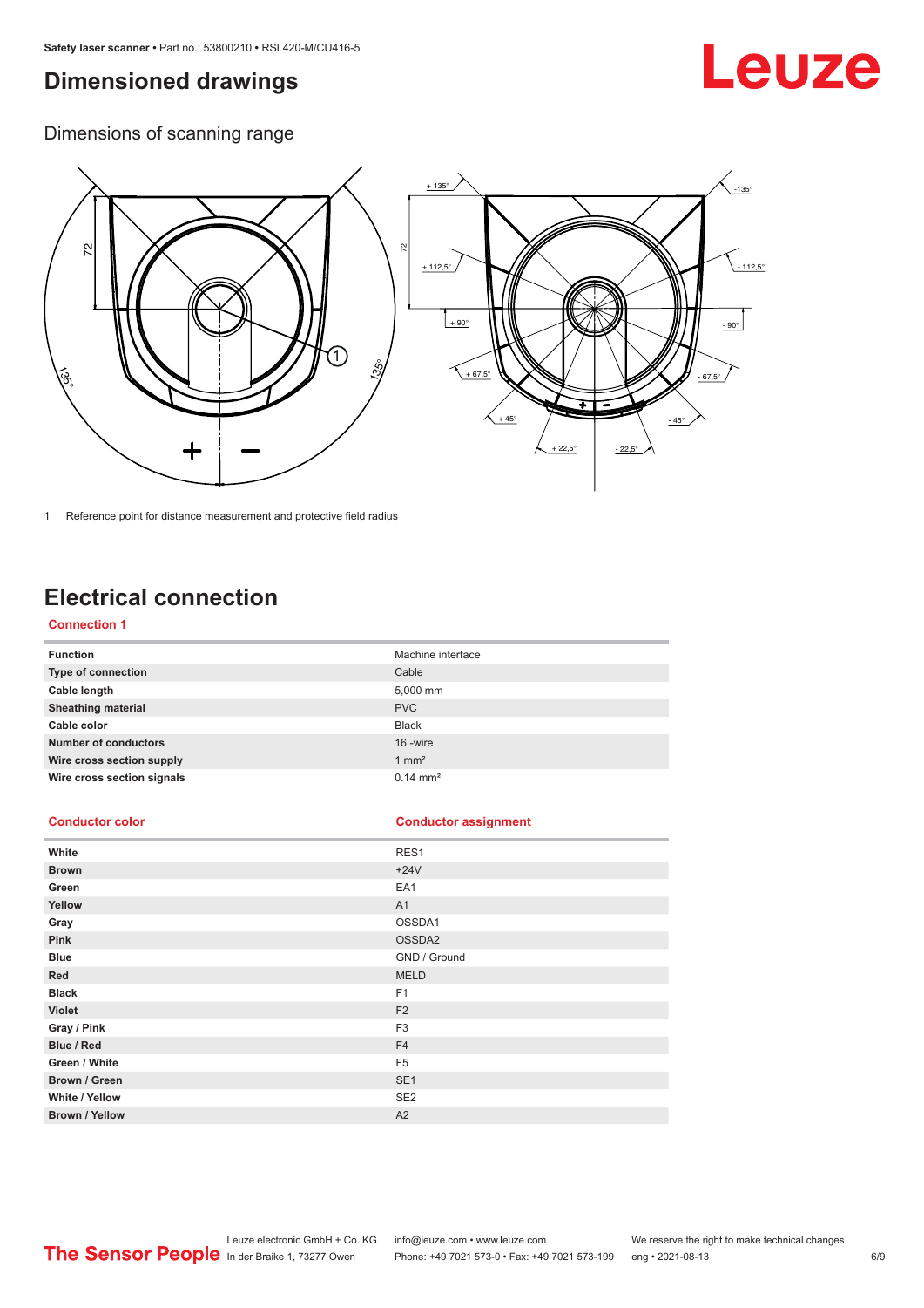# Dimensioned drawings

## Dimensions of scanning range

1 Reference point for distance measurement and protective field radius

# Electrical connection

### Connection 1

| Function | Machine interface |
|---|---|
| Type of connection | Cable |
| Cable length | 5,000 mm |
| Sheathing material | PVC |
| Cable color | Black |
| Number of conductors | 16 -wire |
| Wire cross section supply | 1 mm² |
| Wire cross section signals | 0.14 mm² |

| Conductor color | Conductor assignment |
|---|---|
| White | RES1 |
| Brown | +24V |
| Green | EA1 |
| Yellow | A1 |
| Gray | OSSDA1 |
| Pink | OSSDA2 |
| Blue | GND / Ground |
| Red | MELD |
| Black | F1 |
| Violet | F2 |
| Gray / Pink | F3 |
| Blue / Red | F4 |
| Green / White | F5 |
| Brown / Green | SE1 |
| White / Yellow | SE2 |
| Brown / Yellow | A2 |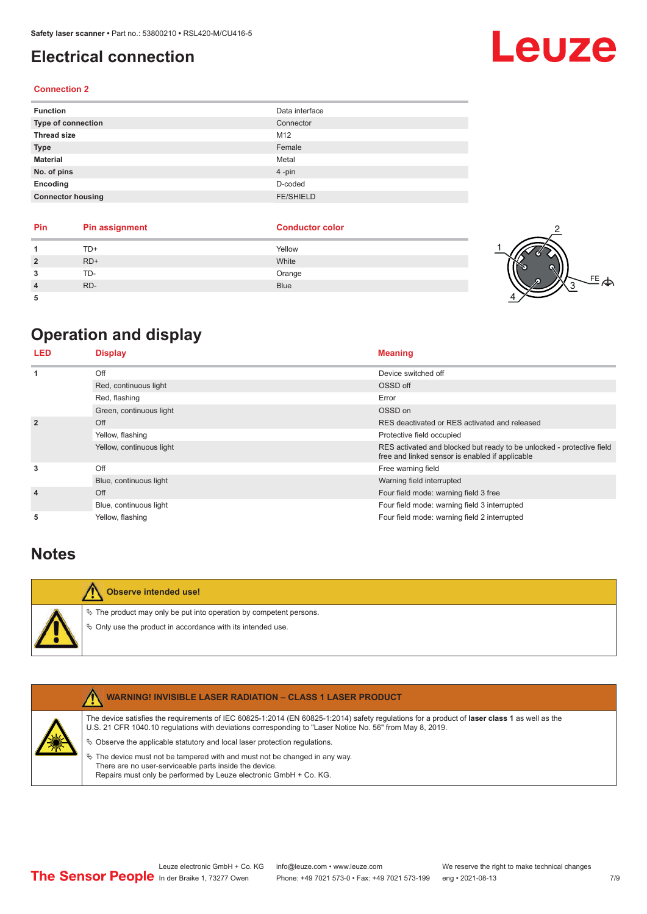# Electrical connection

### Connection 2

| Function | Data interface |
|---|---|
| Type of connection | Connector |
| Thread size | M12 |
| Type | Female |
| Material | Metal |
| No. of pins | 4 -pin |
| Encoding | D-coded |
| Connector housing | FE/SHIELD |

| Pin | Pin assignment | Conductor color |
|---|---|---|
| 1 | TD+ | Yellow |
| 2 | RD+ | White |
| 3 | TD- | Orange |
| 4 | RD- | Blue |
| 5 | | |

# Operation and display

| LED | Display | Meaning |
|---|---|---|
| 1 | Off | Device switched off |
| | Red, continuous light | OSSD off |
| | Red, flashing | Error |
| | Green, continuous light | OSSD on |
| 2 | Off | RES deactivated or RES activated and released |
| | Yellow, flashing | Protective field occupied |
| | Yellow, continuous light | RES activated and blocked but ready to be unlocked - protective field free and linked sensor is enabled if applicable |
| 3 | Off | Free warning field |
| | Blue, continuous light | Warning field interrupted |
| 4 | Off | Four field mode: warning field 3 free |
| | Blue, continuous light | Four field mode: warning field 3 interrupted |
| 5 | Yellow, flashing | Four field mode: warning field 2 interrupted |

# Notes

**Observe intended use!**

- The product may only be put into operation by competent persons.
- Only use the product in accordance with its intended use.

**WARNING! INVISIBLE LASER RADIATION – CLASS 1 LASER PRODUCT**

The device satisfies the requirements of IEC 60825-1:2014 (EN 60825-1:2014) safety regulations for a product of **laser class 1** as well as the U.S. 21 CFR 1040.10 regulations with deviations corresponding to "Laser Notice No. 56" from May 8, 2019.

- Observe the applicable statutory and local laser protection regulations.
- The device must not be tampered with and must not be changed in any way. There are no user-serviceable parts inside the device. Repairs must only be performed by Leuze electronic GmbH + Co. KG.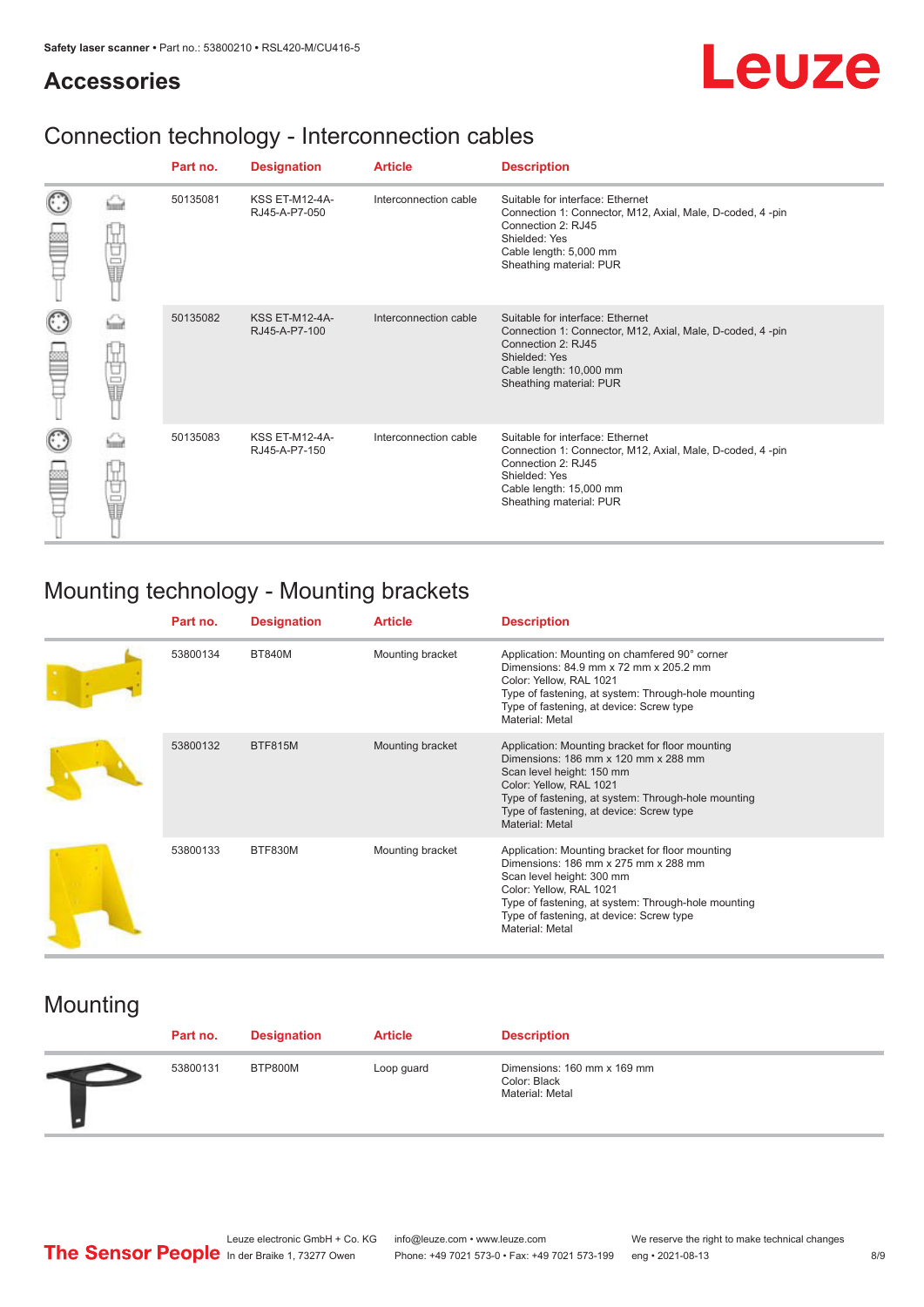## Accessories

### Connection technology - Interconnection cables

| Part no. | Designation | Article | Description |
|---|---|---|---|
| 50135081 | KSS ET-M12-4A-RJ45-A-P7-050 | Interconnection cable | Suitable for interface: Ethernet<br>Connection 1: Connector, M12, Axial, Male, D-coded, 4 -pin<br>Connection 2: RJ45<br>Shielded: Yes<br>Cable length: 5,000 mm<br>Sheathing material: PUR |
| 50135082 | KSS ET-M12-4A-RJ45-A-P7-100 | Interconnection cable | Suitable for interface: Ethernet<br>Connection 1: Connector, M12, Axial, Male, D-coded, 4 -pin<br>Connection 2: RJ45<br>Shielded: Yes<br>Cable length: 10,000 mm<br>Sheathing material: PUR |
| 50135083 | KSS ET-M12-4A-RJ45-A-P7-150 | Interconnection cable | Suitable for interface: Ethernet<br>Connection 1: Connector, M12, Axial, Male, D-coded, 4 -pin<br>Connection 2: RJ45<br>Shielded: Yes<br>Cable length: 15,000 mm<br>Sheathing material: PUR |

### Mounting technology - Mounting brackets

| Part no. | Designation | Article | Description |
|---|---|---|---|
| 53800134 | BT840M | Mounting bracket | Application: Mounting on chamfered 90° corner<br>Dimensions: 84.9 mm x 72 mm x 205.2 mm<br>Color: Yellow, RAL 1021<br>Type of fastening, at system: Through-hole mounting<br>Type of fastening, at device: Screw type<br>Material: Metal |
| 53800132 | BTF815M | Mounting bracket | Application: Mounting bracket for floor mounting<br>Dimensions: 186 mm x 120 mm x 288 mm<br>Scan level height: 150 mm<br>Color: Yellow, RAL 1021<br>Type of fastening, at system: Through-hole mounting<br>Type of fastening, at device: Screw type<br>Material: Metal |
| 53800133 | BTF830M | Mounting bracket | Application: Mounting bracket for floor mounting<br>Dimensions: 186 mm x 275 mm x 288 mm<br>Scan level height: 300 mm<br>Color: Yellow, RAL 1021<br>Type of fastening, at system: Through-hole mounting<br>Type of fastening, at device: Screw type<br>Material: Metal |

### Mounting

| Part no. | Designation | Article | Description |
|---|---|---|---|
| 53800131 | BTP800M | Loop guard | Dimensions: 160 mm x 169 mm<br>Color: Black<br>Material: Metal |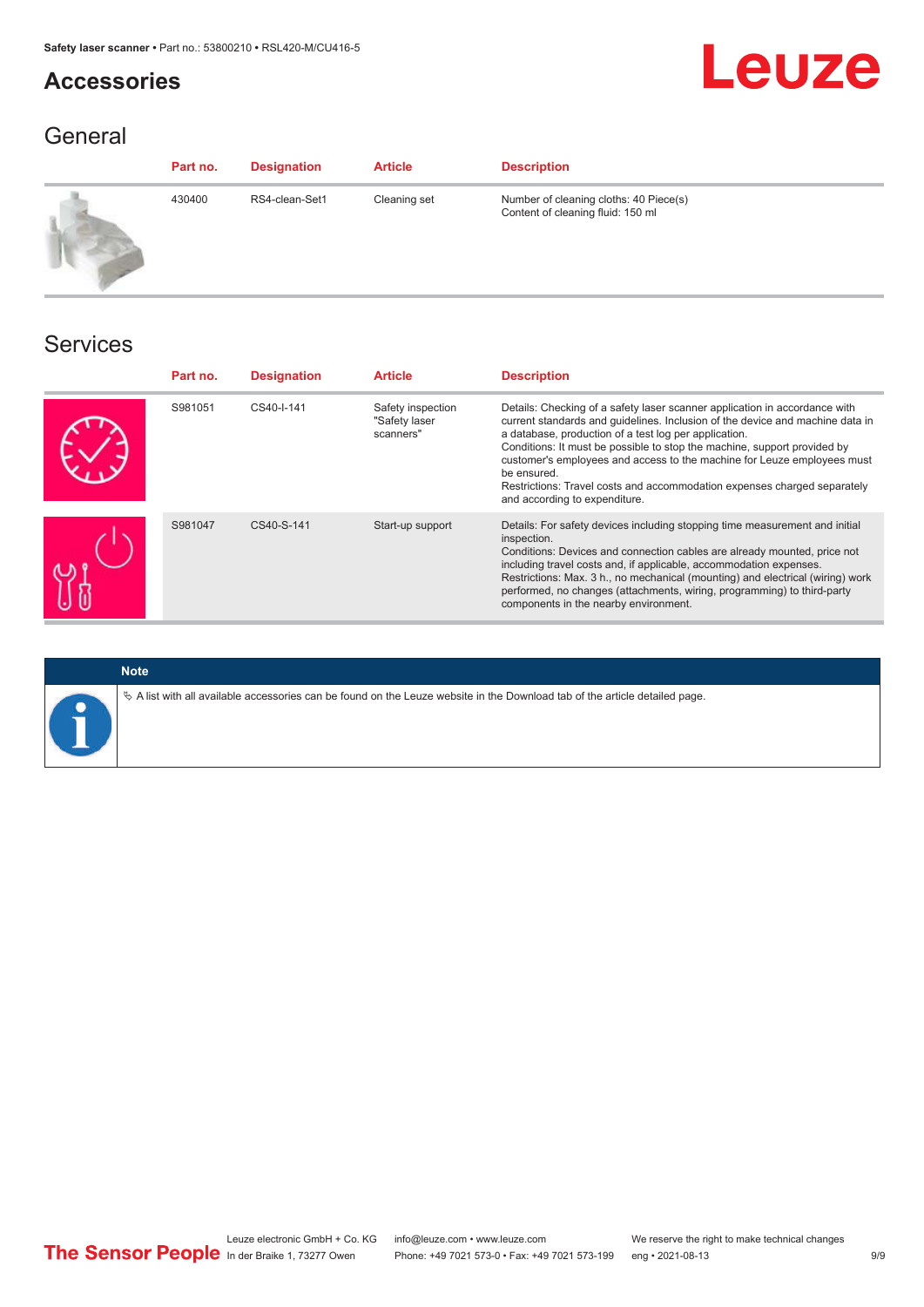## Accessories

### General

| | Part no. | Designation | Article | Description |
|---|---|---|---|---|
| | 430400 | RS4-clean-Set1 | Cleaning set | Number of cleaning cloths: 40 Piece(s)<br>Content of cleaning fluid: 150 ml |

### Services

| | Part no. | Designation | Article | Description |
|---|---|---|---|---|
| | S981051 | CS40-I-141 | Safety inspection "Safety laser scanners" | Details: Checking of a safety laser scanner application in accordance with current standards and guidelines. Inclusion of the device and machine data in a database, production of a test log per application.<br>Conditions: It must be possible to stop the machine, support provided by customer's employees and access to the machine for Leuze employees must be ensured.<br>Restrictions: Travel costs and accommodation expenses charged separately and according to expenditure. |
| | S981047 | CS40-S-141 | Start-up support | Details: For safety devices including stopping time measurement and initial inspection.<br>Conditions: Devices and connection cables are already mounted, price not including travel costs and, if applicable, accommodation expenses.<br>Restrictions: Max. 3 h., no mechanical (mounting) and electrical (wiring) work performed, no changes (attachments, wiring, programming) to third-party components in the nearby environment. |

**Note**

↳ A list with all available accessories can be found on the Leuze website in the Download tab of the article detailed page.